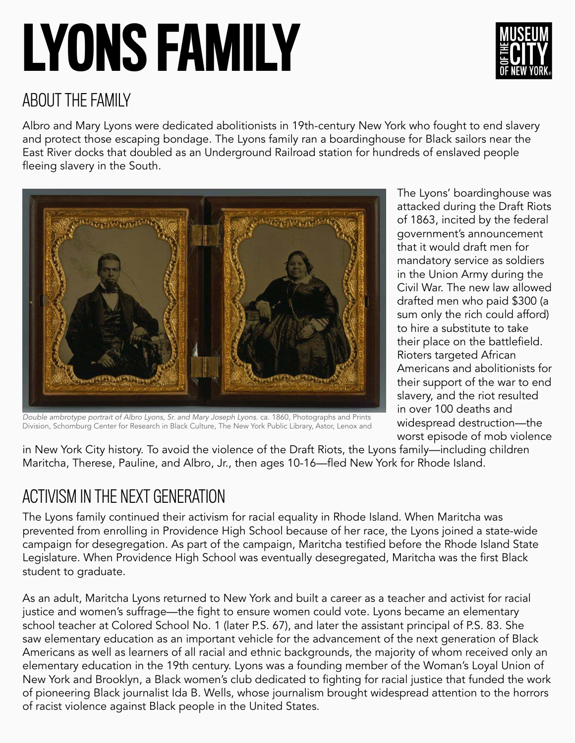# LYONS FAMILY

## ABOUT THE FAMILY

Albro and Mary Lyons were dedicated abolitionists in 19th-century New York who fought to end slavery and protect those escaping bondage. The Lyons family ran a boardinghouse for Black sailors near the East River docks that doubled as an Underground Railroad station for hundreds of enslaved people fleeing slavery in the South.

*Double ambrotype portrait of Albro Lyons, Sr. and Mary Joseph Lyons.* ca. 1860, Photographs and Prints Division, Schomburg Center for Research in Black Culture, The New York Public Library, Astor, Lenox and

The Lyons' boardinghouse was attacked during the Draft Riots of 1863, incited by the federal government's announcement that it would draft men for mandatory service as soldiers in the Union Army during the Civil War. The new law allowed drafted men who paid $300 (a sum only the rich could afford) to hire a substitute to take their place on the battlefield. Rioters targeted African Americans and abolitionists for their support of the war to end slavery, and the riot resulted in over 100 deaths and widespread destruction—the worst episode of mob violence in New York City history. To avoid the violence of the Draft Riots, the Lyons family—including children Maritcha, Therese, Pauline, and Albro, Jr., then ages 10-16—fled New York for Rhode Island.

## ACTIVISM IN THE NEXT GENERATION

The Lyons family continued their activism for racial equality in Rhode Island. When Maritcha was prevented from enrolling in Providence High School because of her race, the Lyons joined a state-wide campaign for desegregation. As part of the campaign, Maritcha testified before the Rhode Island State Legislature. When Providence High School was eventually desegregated, Maritcha was the first Black student to graduate.

As an adult, Maritcha Lyons returned to New York and built a career as a teacher and activist for racial justice and women's suffrage—the fight to ensure women could vote. Lyons became an elementary school teacher at Colored School No. 1 (later P.S. 67), and later the assistant principal of P.S. 83. She saw elementary education as an important vehicle for the advancement of the next generation of Black Americans as well as learners of all racial and ethnic backgrounds, the majority of whom received only an elementary education in the 19th century. Lyons was a founding member of the Woman's Loyal Union of New York and Brooklyn, a Black women's club dedicated to fighting for racial justice that funded the work of pioneering Black journalist Ida B. Wells, whose journalism brought widespread attention to the horrors of racist violence against Black people in the United States.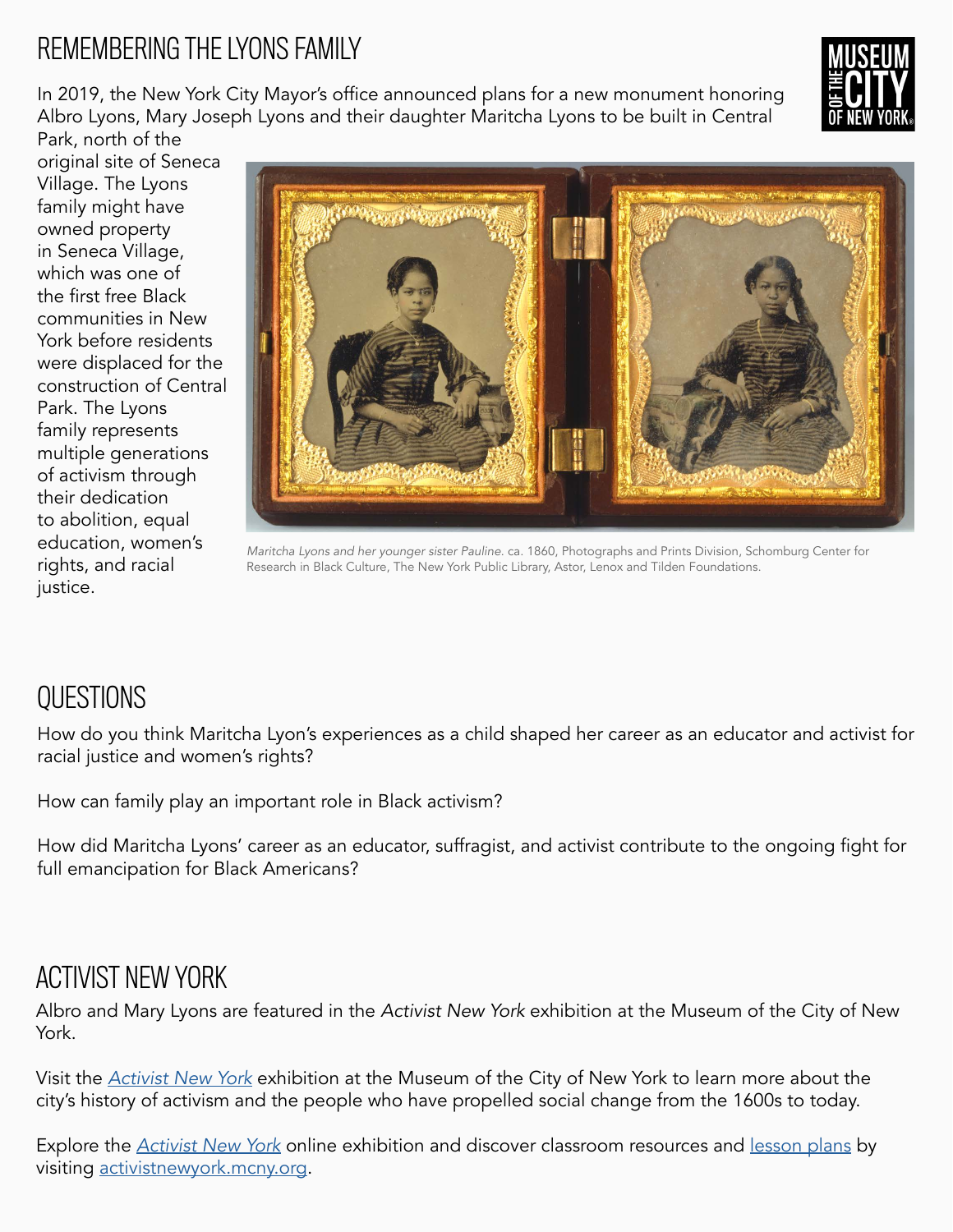# REMEMBERING THE LYONS FAMILY

In 2019, the New York City Mayor's office announced plans for a new monument honoring Albro Lyons, Mary Joseph Lyons and their daughter Maritcha Lyons to be built in Central Park, north of the original site of Seneca Village. The Lyons family might have owned property in Seneca Village, which was one of the first free Black communities in New York before residents were displaced for the construction of Central Park. The Lyons family represents multiple generations of activism through their dedication to abolition, equal education, women's rights, and racial justice.

*Maritcha Lyons and her younger sister Pauline.* ca. 1860, Photographs and Prints Division, Schomburg Center for Research in Black Culture, The New York Public Library, Astor, Lenox and Tilden Foundations.

## QUESTIONS

How do you think Maritcha Lyon's experiences as a child shaped her career as an educator and activist for racial justice and women's rights?

How can family play an important role in Black activism?

How did Maritcha Lyons' career as an educator, suffragist, and activist contribute to the ongoing fight for full emancipation for Black Americans?

## ACTIVIST NEW YORK

Albro and Mary Lyons are featured in the *Activist New York* exhibition at the Museum of the City of New York.

Visit the *Activist New York* exhibition at the Museum of the City of New York to learn more about the city's history of activism and the people who have propelled social change from the 1600s to today.

Explore the *Activist New York* online exhibition and discover classroom resources and lesson plans by visiting activistnewyork.mcny.org.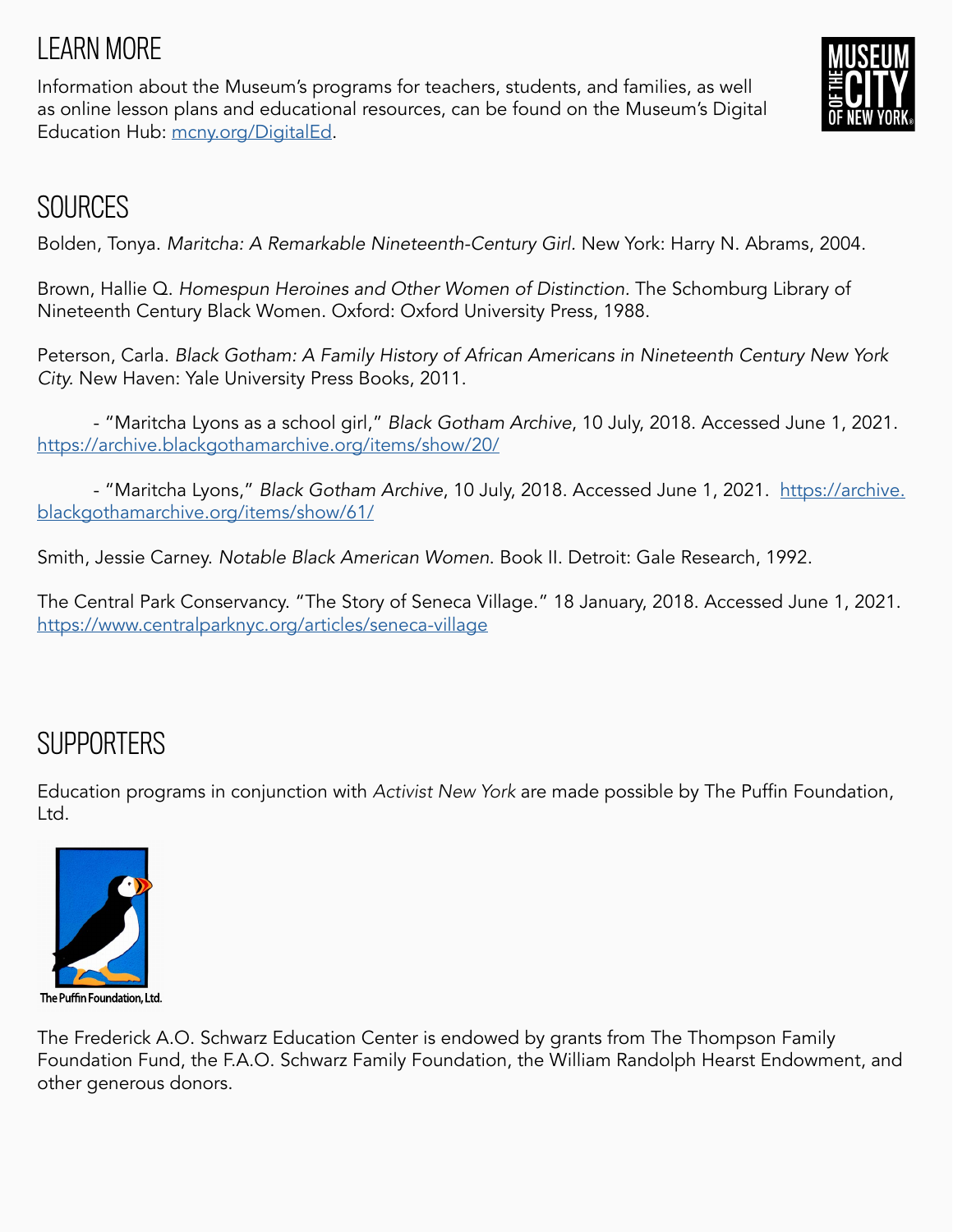## LEARN MORE

Information about the Museum's programs for teachers, students, and families, as well as online lesson plans and educational resources, can be found on the Museum's Digital Education Hub: [mcny.org/DigitalEd](mcny.org/DigitalEd).

## SOURCES

Bolden, Tonya. *Maritcha: A Remarkable Nineteenth-Century Girl.* New York: Harry N. Abrams, 2004.

Brown, Hallie Q. *Homespun Heroines and Other Women of Distinction.* The Schomburg Library of Nineteenth Century Black Women. Oxford: Oxford University Press, 1988.

Peterson, Carla. *Black Gotham: A Family History of African Americans in Nineteenth Century New York City.* New Haven: Yale University Press Books, 2011.

- "Maritcha Lyons as a school girl," *Black Gotham Archive*, 10 July, 2018. Accessed June 1, 2021. https://archive.blackgothamarchive.org/items/show/20/

- "Maritcha Lyons," *Black Gotham Archive*, 10 July, 2018. Accessed June 1, 2021. https://archive.blackgothamarchive.org/items/show/61/

Smith, Jessie Carney. *Notable Black American Women.* Book II. Detroit: Gale Research, 1992.

The Central Park Conservancy. "The Story of Seneca Village." 18 January, 2018. Accessed June 1, 2021. https://www.centralparknyc.org/articles/seneca-village

## SUPPORTERS

Education programs in conjunction with *Activist New York* are made possible by The Puffin Foundation, Ltd.

The Puffin Foundation, Ltd.

The Frederick A.O. Schwarz Education Center is endowed by grants from The Thompson Family Foundation Fund, the F.A.O. Schwarz Family Foundation, the William Randolph Hearst Endowment, and other generous donors.